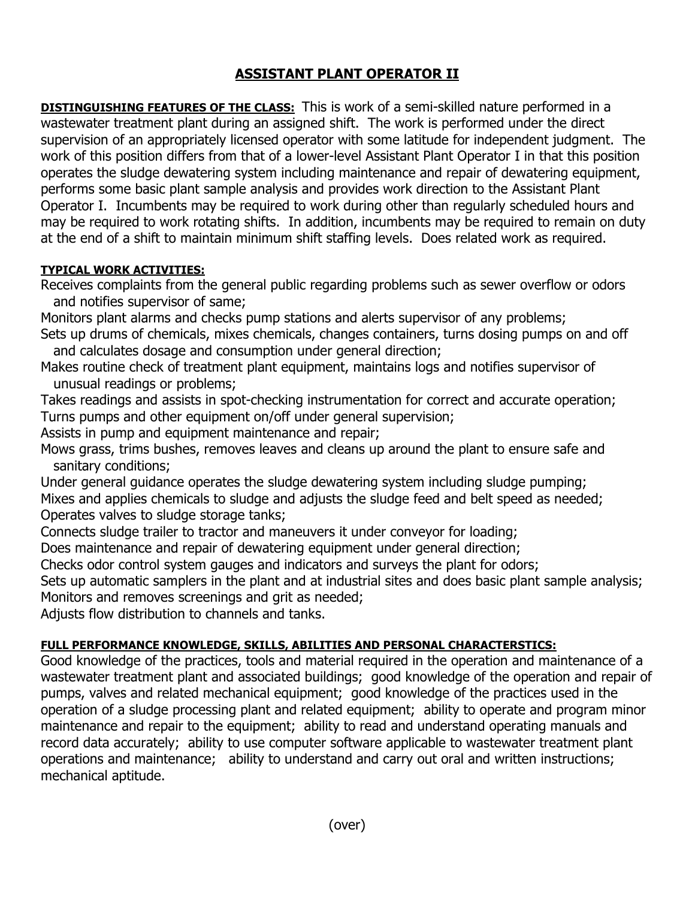# ASSISTANT PLANT OPERATOR II

**DISTINGUISHING FEATURES OF THE CLASS:** This is work of a semi-skilled nature performed in a wastewater treatment plant during an assigned shift. The work is performed under the direct supervision of an appropriately licensed operator with some latitude for independent judgment. The work of this position differs from that of a lower-level Assistant Plant Operator I in that this position operates the sludge dewatering system including maintenance and repair of dewatering equipment, performs some basic plant sample analysis and provides work direction to the Assistant Plant Operator I. Incumbents may be required to work during other than regularly scheduled hours and may be required to work rotating shifts. In addition, incumbents may be required to remain on duty at the end of a shift to maintain minimum shift staffing levels. Does related work as required.

**TYPICAL WORK ACTIVITIES:**

Receives complaints from the general public regarding problems such as sewer overflow or odors and notifies supervisor of same;

Monitors plant alarms and checks pump stations and alerts supervisor of any problems;

Sets up drums of chemicals, mixes chemicals, changes containers, turns dosing pumps on and off and calculates dosage and consumption under general direction;

Makes routine check of treatment plant equipment, maintains logs and notifies supervisor of unusual readings or problems;

Takes readings and assists in spot-checking instrumentation for correct and accurate operation;

Turns pumps and other equipment on/off under general supervision;

Assists in pump and equipment maintenance and repair;

Mows grass, trims bushes, removes leaves and cleans up around the plant to ensure safe and sanitary conditions;

Under general guidance operates the sludge dewatering system including sludge pumping;

Mixes and applies chemicals to sludge and adjusts the sludge feed and belt speed as needed;

Operates valves to sludge storage tanks;

Connects sludge trailer to tractor and maneuvers it under conveyor for loading;

Does maintenance and repair of dewatering equipment under general direction;

Checks odor control system gauges and indicators and surveys the plant for odors;

Sets up automatic samplers in the plant and at industrial sites and does basic plant sample analysis;

Monitors and removes screenings and grit as needed;

Adjusts flow distribution to channels and tanks.

**FULL PERFORMANCE KNOWLEDGE, SKILLS, ABILITIES AND PERSONAL CHARACTERSTICS:**

Good knowledge of the practices, tools and material required in the operation and maintenance of a wastewater treatment plant and associated buildings; good knowledge of the operation and repair of pumps, valves and related mechanical equipment; good knowledge of the practices used in the operation of a sludge processing plant and related equipment; ability to operate and program minor maintenance and repair to the equipment; ability to read and understand operating manuals and record data accurately; ability to use computer software applicable to wastewater treatment plant operations and maintenance; ability to understand and carry out oral and written instructions; mechanical aptitude.

(over)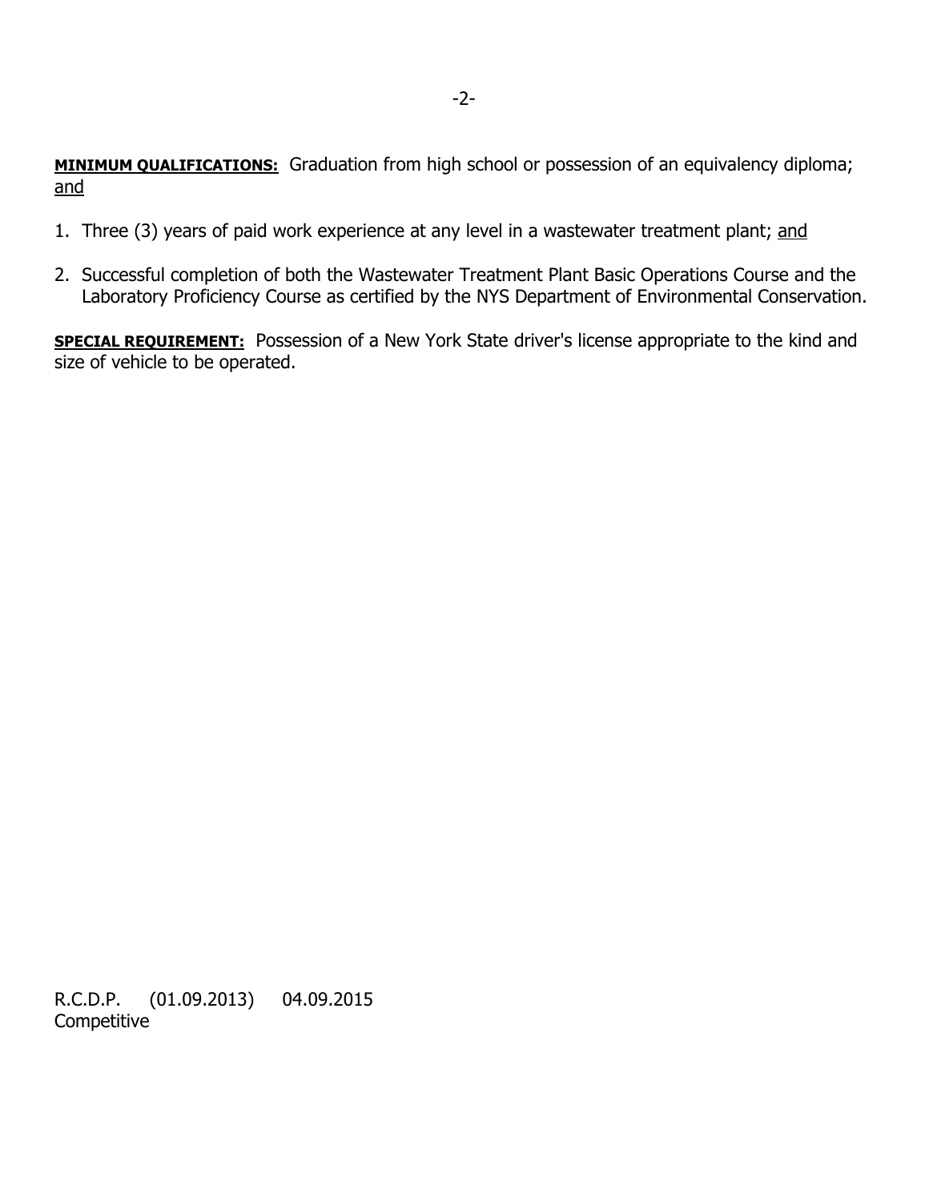**MINIMUM QUALIFICATIONS:** Graduation from high school or possession of an equivalency diploma; and

1. Three (3) years of paid work experience at any level in a wastewater treatment plant; and
2. Successful completion of both the Wastewater Treatment Plant Basic Operations Course and the Laboratory Proficiency Course as certified by the NYS Department of Environmental Conservation.

**SPECIAL REQUIREMENT:** Possession of a New York State driver's license appropriate to the kind and size of vehicle to be operated.

R.C.D.P. (01.09.2013) 04.09.2015
Competitive